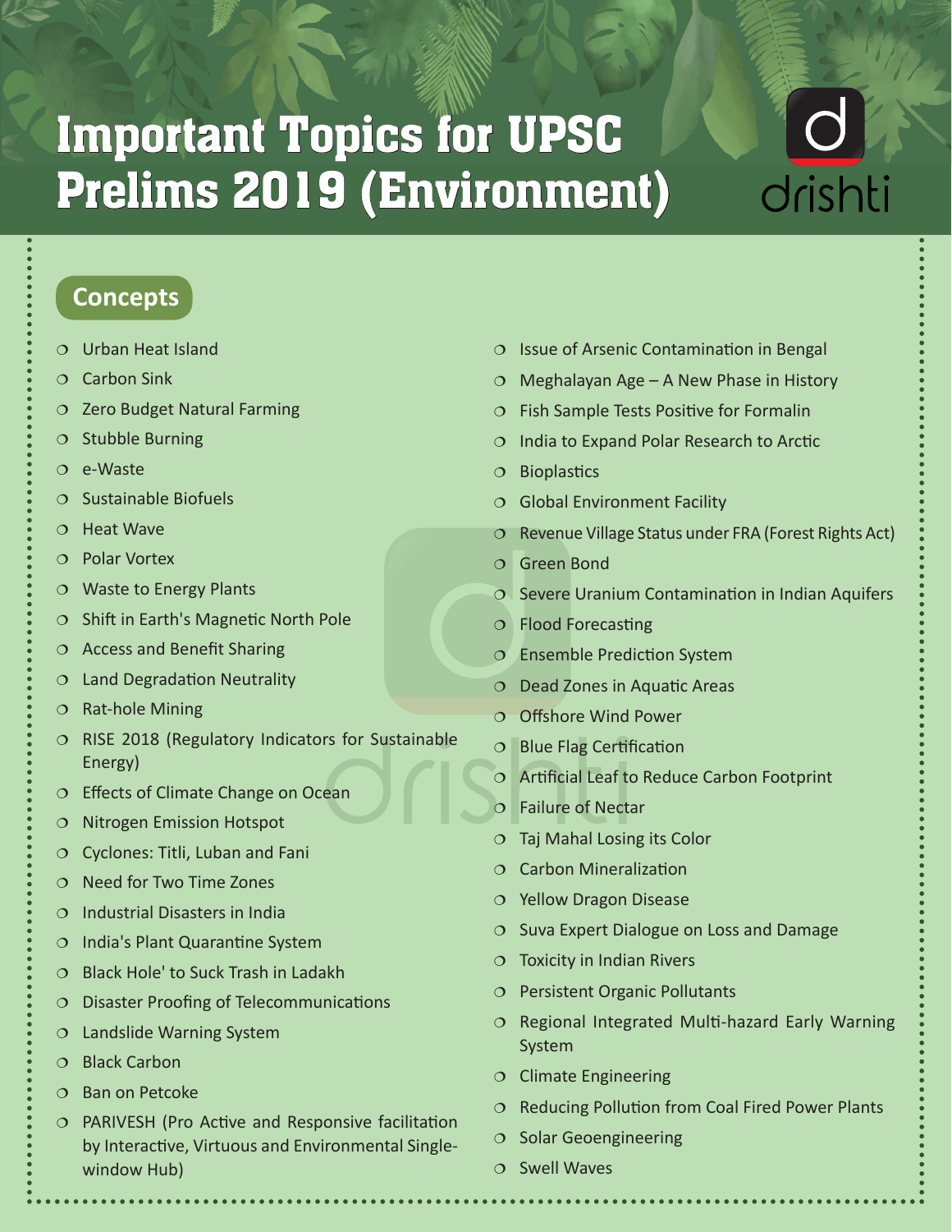# Important Topics for UPSC Prelims 2019 (Environment)

## Concepts

- Urban Heat Island
- Carbon Sink
- Zero Budget Natural Farming
- Stubble Burning
- e-Waste
- Sustainable Biofuels
- Heat Wave
- Polar Vortex
- Waste to Energy Plants
- Shift in Earth's Magnetic North Pole
- Access and Benefit Sharing
- Land Degradation Neutrality
- Rat-hole Mining
- RISE 2018 (Regulatory Indicators for Sustainable Energy)
- Effects of Climate Change on Ocean
- Nitrogen Emission Hotspot
- Cyclones: Titli, Luban and Fani
- Need for Two Time Zones
- Industrial Disasters in India
- India's Plant Quarantine System
- Black Hole' to Suck Trash in Ladakh
- Disaster Proofing of Telecommunications
- Landslide Warning System
- Black Carbon
- Ban on Petcoke
- PARIVESH (Pro Active and Responsive facilitation by Interactive, Virtuous and Environmental Single-window Hub)
- Issue of Arsenic Contamination in Bengal
- Meghalayan Age – A New Phase in History
- Fish Sample Tests Positive for Formalin
- India to Expand Polar Research to Arctic
- Bioplastics
- Global Environment Facility
- Revenue Village Status under FRA (Forest Rights Act)
- Green Bond
- Severe Uranium Contamination in Indian Aquifers
- Flood Forecasting
- Ensemble Prediction System
- Dead Zones in Aquatic Areas
- Offshore Wind Power
- Blue Flag Certification
- Artificial Leaf to Reduce Carbon Footprint
- Failure of Nectar
- Taj Mahal Losing its Color
- Carbon Mineralization
- Yellow Dragon Disease
- Suva Expert Dialogue on Loss and Damage
- Toxicity in Indian Rivers
- Persistent Organic Pollutants
- Regional Integrated Multi-hazard Early Warning System
- Climate Engineering
- Reducing Pollution from Coal Fired Power Plants
- Solar Geoengineering
- Swell Waves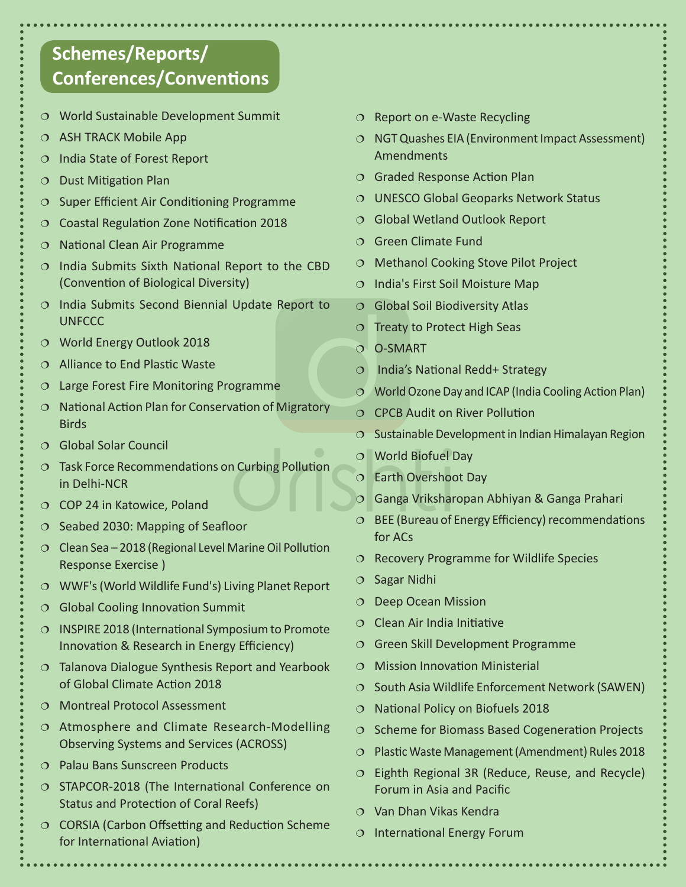## Schemes/Reports/ Conferences/Conventions

- World Sustainable Development Summit
- ASH TRACK Mobile App
- India State of Forest Report
- Dust Mitigation Plan
- Super Efficient Air Conditioning Programme
- Coastal Regulation Zone Notification 2018
- National Clean Air Programme
- India Submits Sixth National Report to the CBD (Convention of Biological Diversity)
- India Submits Second Biennial Update Report to UNFCCC
- World Energy Outlook 2018
- Alliance to End Plastic Waste
- Large Forest Fire Monitoring Programme
- National Action Plan for Conservation of Migratory Birds
- Global Solar Council
- Task Force Recommendations on Curbing Pollution in Delhi-NCR
- COP 24 in Katowice, Poland
- Seabed 2030: Mapping of Seafloor
- Clean Sea – 2018 (Regional Level Marine Oil Pollution Response Exercise )
- WWF's (World Wildlife Fund's) Living Planet Report
- Global Cooling Innovation Summit
- INSPIRE 2018 (International Symposium to Promote Innovation & Research in Energy Efficiency)
- Talanova Dialogue Synthesis Report and Yearbook of Global Climate Action 2018
- Montreal Protocol Assessment
- Atmosphere and Climate Research-Modelling Observing Systems and Services (ACROSS)
- Palau Bans Sunscreen Products
- STAPCOR-2018 (The International Conference on Status and Protection of Coral Reefs)
- CORSIA (Carbon Offsetting and Reduction Scheme for International Aviation)
- Report on e-Waste Recycling
- NGT Quashes EIA (Environment Impact Assessment) Amendments
- Graded Response Action Plan
- UNESCO Global Geoparks Network Status
- Global Wetland Outlook Report
- Green Climate Fund
- Methanol Cooking Stove Pilot Project
- India's First Soil Moisture Map
- Global Soil Biodiversity Atlas
- Treaty to Protect High Seas
- O-SMART
- India's National Redd+ Strategy
- World Ozone Day and ICAP (India Cooling Action Plan)
- CPCB Audit on River Pollution
- Sustainable Development in Indian Himalayan Region
- World Biofuel Day
- Earth Overshoot Day
- Ganga Vriksharopan Abhiyan & Ganga Prahari
- BEE (Bureau of Energy Efficiency) recommendations for ACs
- Recovery Programme for Wildlife Species
- Sagar Nidhi
- Deep Ocean Mission
- Clean Air India Initiative
- Green Skill Development Programme
- Mission Innovation Ministerial
- South Asia Wildlife Enforcement Network (SAWEN)
- National Policy on Biofuels 2018
- Scheme for Biomass Based Cogeneration Projects
- Plastic Waste Management (Amendment) Rules 2018
- Eighth Regional 3R (Reduce, Reuse, and Recycle) Forum in Asia and Pacific
- Van Dhan Vikas Kendra
- International Energy Forum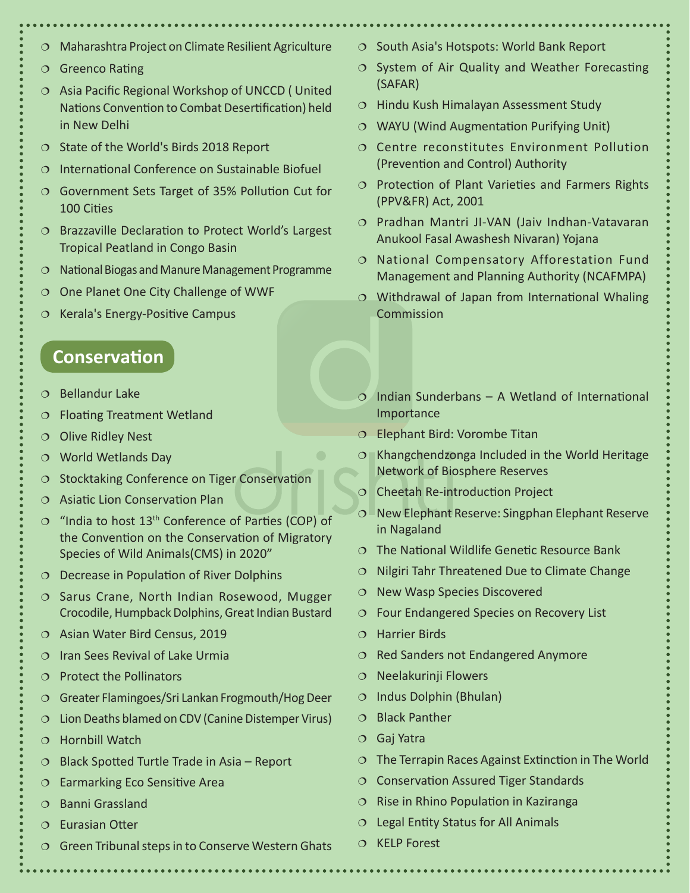- Maharashtra Project on Climate Resilient Agriculture
- Greenco Rating
- Asia Pacific Regional Workshop of UNCCD ( United Nations Convention to Combat Desertification) held in New Delhi
- State of the World's Birds 2018 Report
- International Conference on Sustainable Biofuel
- Government Sets Target of 35% Pollution Cut for 100 Cities
- Brazzaville Declaration to Protect World's Largest Tropical Peatland in Congo Basin
- National Biogas and Manure Management Programme
- One Planet One City Challenge of WWF
- Kerala's Energy-Positive Campus
- South Asia's Hotspots: World Bank Report
- System of Air Quality and Weather Forecasting (SAFAR)
- Hindu Kush Himalayan Assessment Study
- WAYU (Wind Augmentation Purifying Unit)
- Centre reconstitutes Environment Pollution (Prevention and Control) Authority
- Protection of Plant Varieties and Farmers Rights (PPV&FR) Act, 2001
- Pradhan Mantri JI-VAN (Jaiv Indhan-Vatavaran Anukool Fasal Awashesh Nivaran) Yojana
- National Compensatory Afforestation Fund Management and Planning Authority (NCAFMPA)
- Withdrawal of Japan from International Whaling Commission

## Conservation

- Bellandur Lake
- Floating Treatment Wetland
- Olive Ridley Nest
- World Wetlands Day
- Stocktaking Conference on Tiger Conservation
- Asiatic Lion Conservation Plan
- "India to host 13th Conference of Parties (COP) of the Convention on the Conservation of Migratory Species of Wild Animals(CMS) in 2020"
- Decrease in Population of River Dolphins
- Sarus Crane, North Indian Rosewood, Mugger Crocodile, Humpback Dolphins, Great Indian Bustard
- Asian Water Bird Census, 2019
- Iran Sees Revival of Lake Urmia
- Protect the Pollinators
- Greater Flamingoes/Sri Lankan Frogmouth/Hog Deer
- Lion Deaths blamed on CDV (Canine Distemper Virus)
- Hornbill Watch
- Black Spotted Turtle Trade in Asia – Report
- Earmarking Eco Sensitive Area
- Banni Grassland
- Eurasian Otter
- Green Tribunal steps in to Conserve Western Ghats
- Indian Sunderbans – A Wetland of International Importance
- Elephant Bird: Vorombe Titan
- Khangchendzonga Included in the World Heritage Network of Biosphere Reserves
- Cheetah Re-introduction Project
- New Elephant Reserve: Singphan Elephant Reserve in Nagaland
- The National Wildlife Genetic Resource Bank
- Nilgiri Tahr Threatened Due to Climate Change
- New Wasp Species Discovered
- Four Endangered Species on Recovery List
- Harrier Birds
- Red Sanders not Endangered Anymore
- Neelakurinji Flowers
- Indus Dolphin (Bhulan)
- Black Panther
- Gaj Yatra
- The Terrapin Races Against Extinction in The World
- Conservation Assured Tiger Standards
- Rise in Rhino Population in Kaziranga
- Legal Entity Status for All Animals
- KELP Forest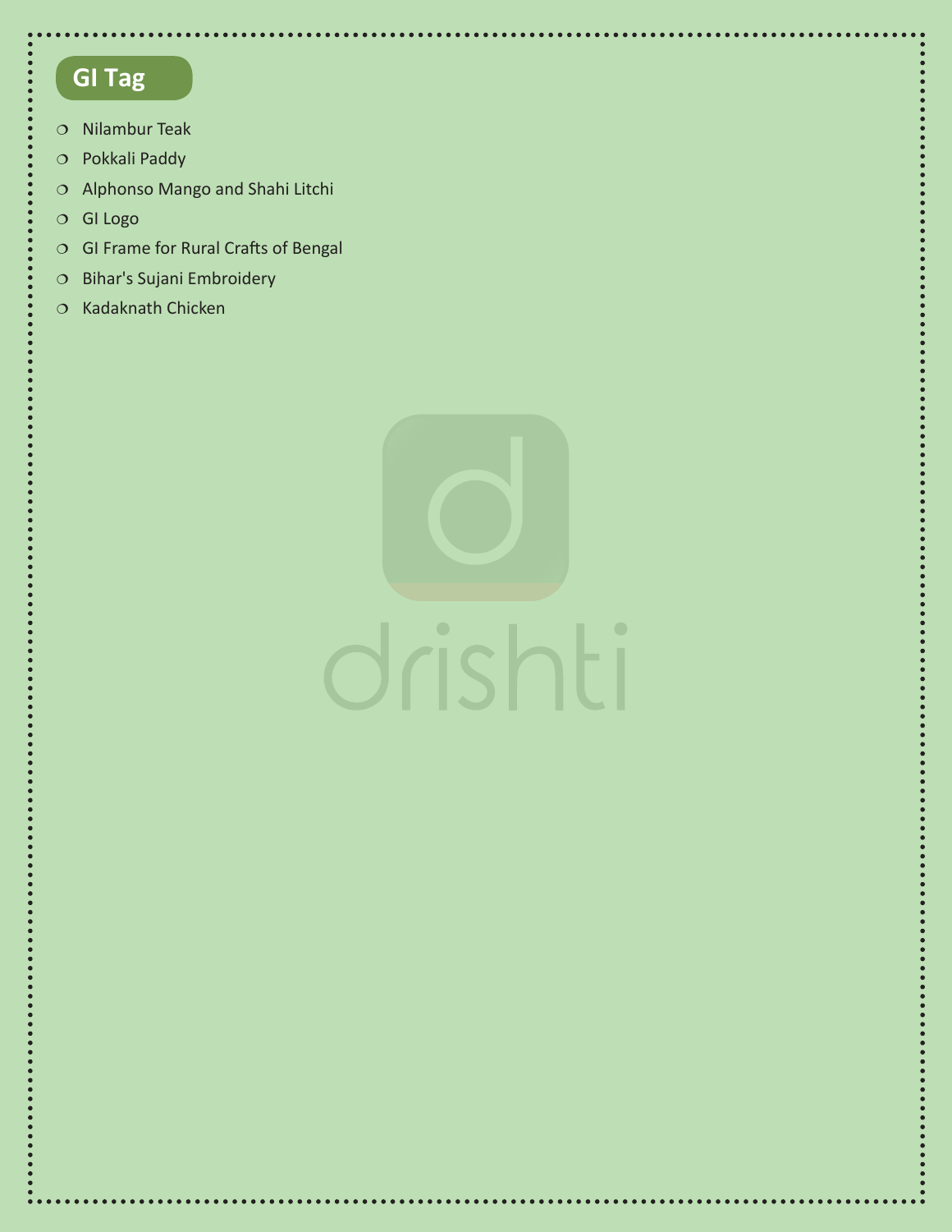## GI Tag

- Nilambur Teak
- Pokkali Paddy
- Alphonso Mango and Shahi Litchi
- GI Logo
- GI Frame for Rural Crafts of Bengal
- Bihar's Sujani Embroidery
- Kadaknath Chicken